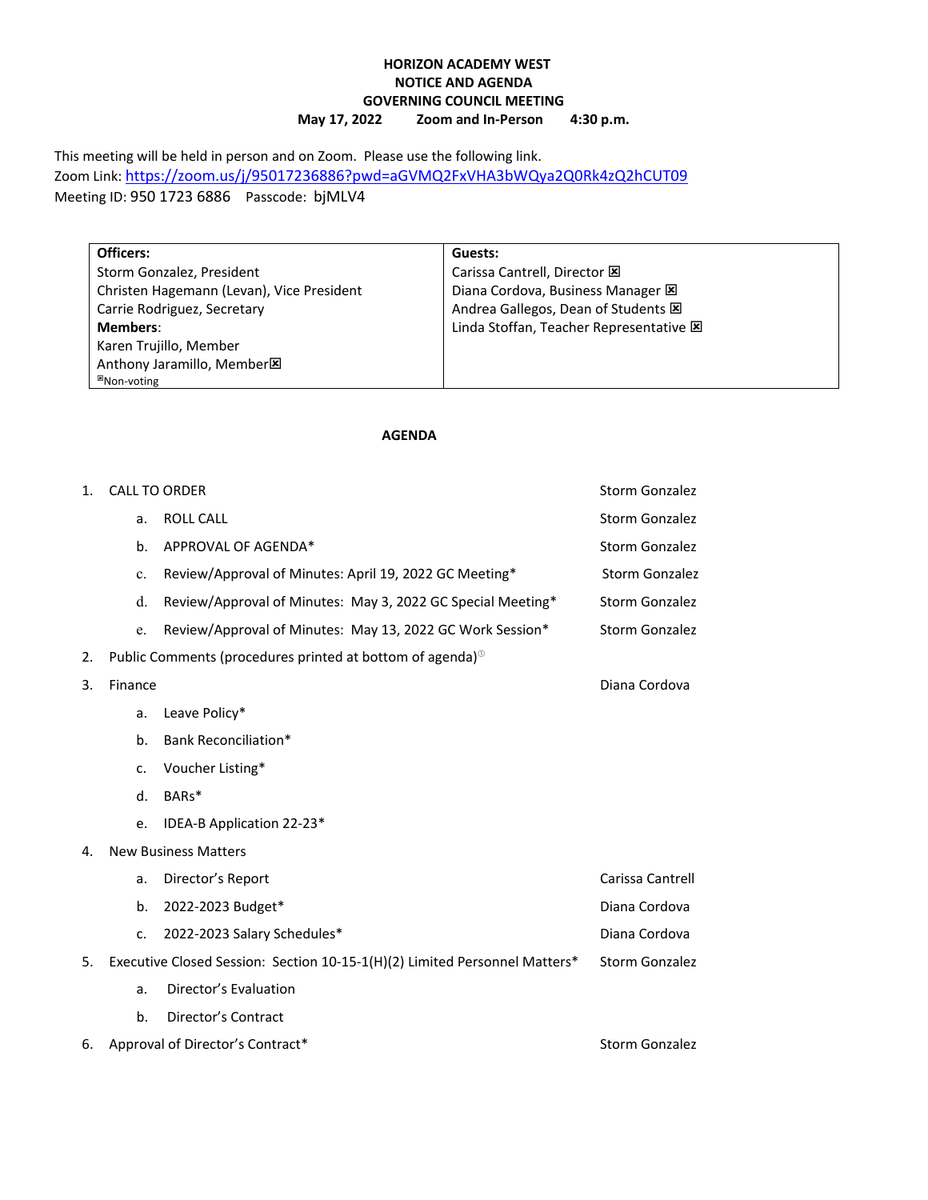**HORIZON ACADEMY WEST**
**NOTICE AND AGENDA**
**GOVERNING COUNCIL MEETING**
**May 17, 2022 Zoom and In-Person 4:30 p.m.**

This meeting will be held in person and on Zoom. Please use the following link.
Zoom Link: https://zoom.us/j/95017236886?pwd=aGVMQ2FxVHA3bWQya2Q0Rk4zQ2hCUT09
Meeting ID: 950 1723 6886 Passcode: bjMLV4

| **Officers:** | **Guests:** |
|---|---|
| Storm Gonzalez, President | Carissa Cantrell, Director ☒ |
| Christen Hagemann (Levan), Vice President | Diana Cordova, Business Manager ☒ |
| Carrie Rodriguez, Secretary | Andrea Gallegos, Dean of Students ☒ |
| **Members**: | Linda Stoffan, Teacher Representative ☒ |
| Karen Trujillo, Member | |
| Anthony Jaramillo, Member☒ | |
| ☒Non-voting | |

**AGENDA**

1. CALL TO ORDER — Storm Gonzalez
   a. ROLL CALL — Storm Gonzalez
   b. APPROVAL OF AGENDA* — Storm Gonzalez
   c. Review/Approval of Minutes: April 19, 2022 GC Meeting* — Storm Gonzalez
   d. Review/Approval of Minutes: May 3, 2022 GC Special Meeting* — Storm Gonzalez
   e. Review/Approval of Minutes: May 13, 2022 GC Work Session* — Storm Gonzalez
2. Public Comments (procedures printed at bottom of agenda)
3. Finance — Diana Cordova
   a. Leave Policy*
   b. Bank Reconciliation*
   c. Voucher Listing*
   d. BARs*
   e. IDEA-B Application 22-23*
4. New Business Matters
   a. Director's Report — Carissa Cantrell
   b. 2022-2023 Budget* — Diana Cordova
   c. 2022-2023 Salary Schedules* — Diana Cordova
5. Executive Closed Session: Section 10-15-1(H)(2) Limited Personnel Matters* — Storm Gonzalez
   a. Director's Evaluation
   b. Director's Contract
6. Approval of Director's Contract* — Storm Gonzalez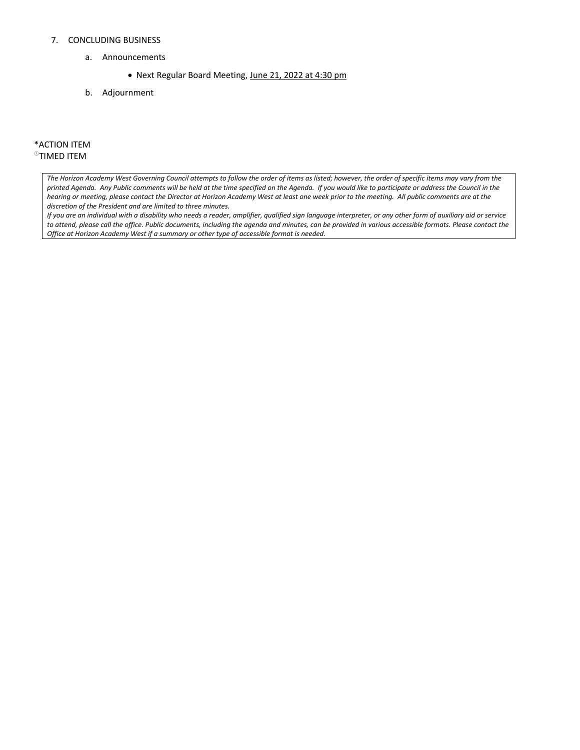7. CONCLUDING BUSINESS

   a. Announcements

      - Next Regular Board Meeting, <u>June 21, 2022 at 4:30 pm</u>

   b. Adjournment

*ACTION ITEM
⌚TIMED ITEM

*The Horizon Academy West Governing Council attempts to follow the order of items as listed; however, the order of specific items may vary from the printed Agenda. Any Public comments will be held at the time specified on the Agenda. If you would like to participate or address the Council in the hearing or meeting, please contact the Director at Horizon Academy West at least one week prior to the meeting. All public comments are at the discretion of the President and are limited to three minutes.*
*If you are an individual with a disability who needs a reader, amplifier, qualified sign language interpreter, or any other form of auxiliary aid or service to attend, please call the office. Public documents, including the agenda and minutes, can be provided in various accessible formats. Please contact the Office at Horizon Academy West if a summary or other type of accessible format is needed.*